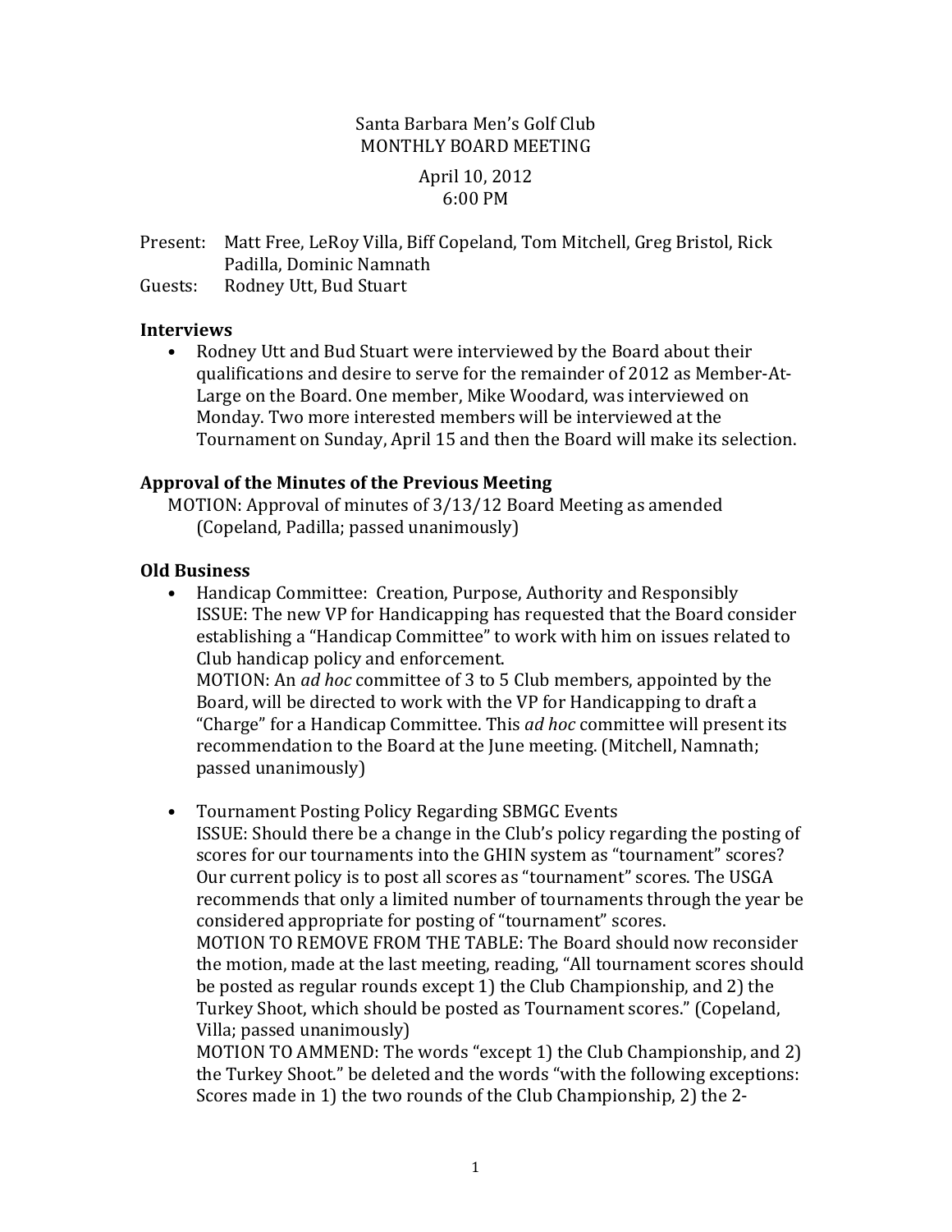Santa Barbara Men's Golf Club
MONTHLY BOARD MEETING

April 10, 2012
6:00 PM

Present: Matt Free, LeRoy Villa, Biff Copeland, Tom Mitchell, Greg Bristol, Rick Padilla, Dominic Namnath
Guests: Rodney Utt, Bud Stuart

**Interviews**

- Rodney Utt and Bud Stuart were interviewed by the Board about their qualifications and desire to serve for the remainder of 2012 as Member-At-Large on the Board. One member, Mike Woodard, was interviewed on Monday. Two more interested members will be interviewed at the Tournament on Sunday, April 15 and then the Board will make its selection.

**Approval of the Minutes of the Previous Meeting**

MOTION: Approval of minutes of 3/13/12 Board Meeting as amended (Copeland, Padilla; passed unanimously)

**Old Business**

- Handicap Committee: Creation, Purpose, Authority and Responsibly
  ISSUE: The new VP for Handicapping has requested that the Board consider establishing a "Handicap Committee" to work with him on issues related to Club handicap policy and enforcement.
  MOTION: An *ad hoc* committee of 3 to 5 Club members, appointed by the Board, will be directed to work with the VP for Handicapping to draft a "Charge" for a Handicap Committee. This *ad hoc* committee will present its recommendation to the Board at the June meeting. (Mitchell, Namnath; passed unanimously)

- Tournament Posting Policy Regarding SBMGC Events
  ISSUE: Should there be a change in the Club's policy regarding the posting of scores for our tournaments into the GHIN system as "tournament" scores? Our current policy is to post all scores as "tournament" scores. The USGA recommends that only a limited number of tournaments through the year be considered appropriate for posting of "tournament" scores.
  MOTION TO REMOVE FROM THE TABLE: The Board should now reconsider the motion, made at the last meeting, reading, "All tournament scores should be posted as regular rounds except 1) the Club Championship, and 2) the Turkey Shoot, which should be posted as Tournament scores." (Copeland, Villa; passed unanimously)
  MOTION TO AMMEND: The words "except 1) the Club Championship, and 2) the Turkey Shoot." be deleted and the words "with the following exceptions: Scores made in 1) the two rounds of the Club Championship, 2) the 2-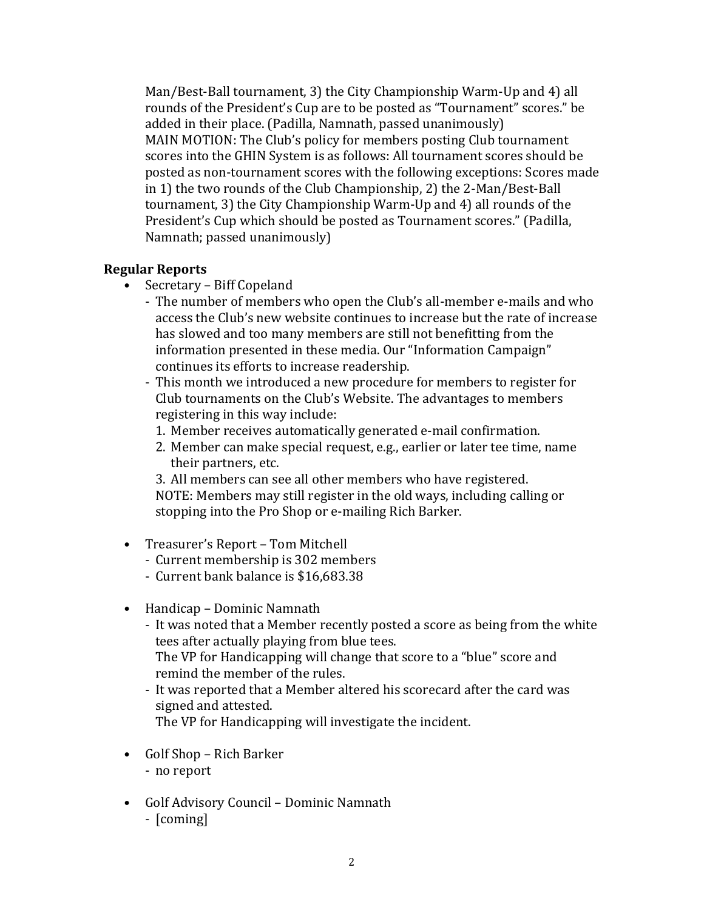Man/Best-Ball tournament, 3) the City Championship Warm-Up and 4) all rounds of the President's Cup are to be posted as "Tournament" scores." be added in their place. (Padilla, Namnath, passed unanimously)
MAIN MOTION: The Club's policy for members posting Club tournament scores into the GHIN System is as follows: All tournament scores should be posted as non-tournament scores with the following exceptions: Scores made in 1) the two rounds of the Club Championship, 2) the 2-Man/Best-Ball tournament, 3) the City Championship Warm-Up and 4) all rounds of the President's Cup which should be posted as Tournament scores." (Padilla, Namnath; passed unanimously)

**Regular Reports**

- Secretary – Biff Copeland
  - The number of members who open the Club's all-member e-mails and who access the Club's new website continues to increase but the rate of increase has slowed and too many members are still not benefitting from the information presented in these media. Our "Information Campaign" continues its efforts to increase readership.
  - This month we introduced a new procedure for members to register for Club tournaments on the Club's Website. The advantages to members registering in this way include:
    1. Member receives automatically generated e-mail confirmation.
    2. Member can make special request, e.g., earlier or later tee time, name their partners, etc.
    3. All members can see all other members who have registered.

    NOTE: Members may still register in the old ways, including calling or stopping into the Pro Shop or e-mailing Rich Barker.

- Treasurer's Report – Tom Mitchell
  - Current membership is 302 members
  - Current bank balance is $16,683.38

- Handicap – Dominic Namnath
  - It was noted that a Member recently posted a score as being from the white tees after actually playing from blue tees.
    The VP for Handicapping will change that score to a "blue" score and remind the member of the rules.
  - It was reported that a Member altered his scorecard after the card was signed and attested.
    The VP for Handicapping will investigate the incident.

- Golf Shop – Rich Barker
  - no report

- Golf Advisory Council – Dominic Namnath
  - [coming]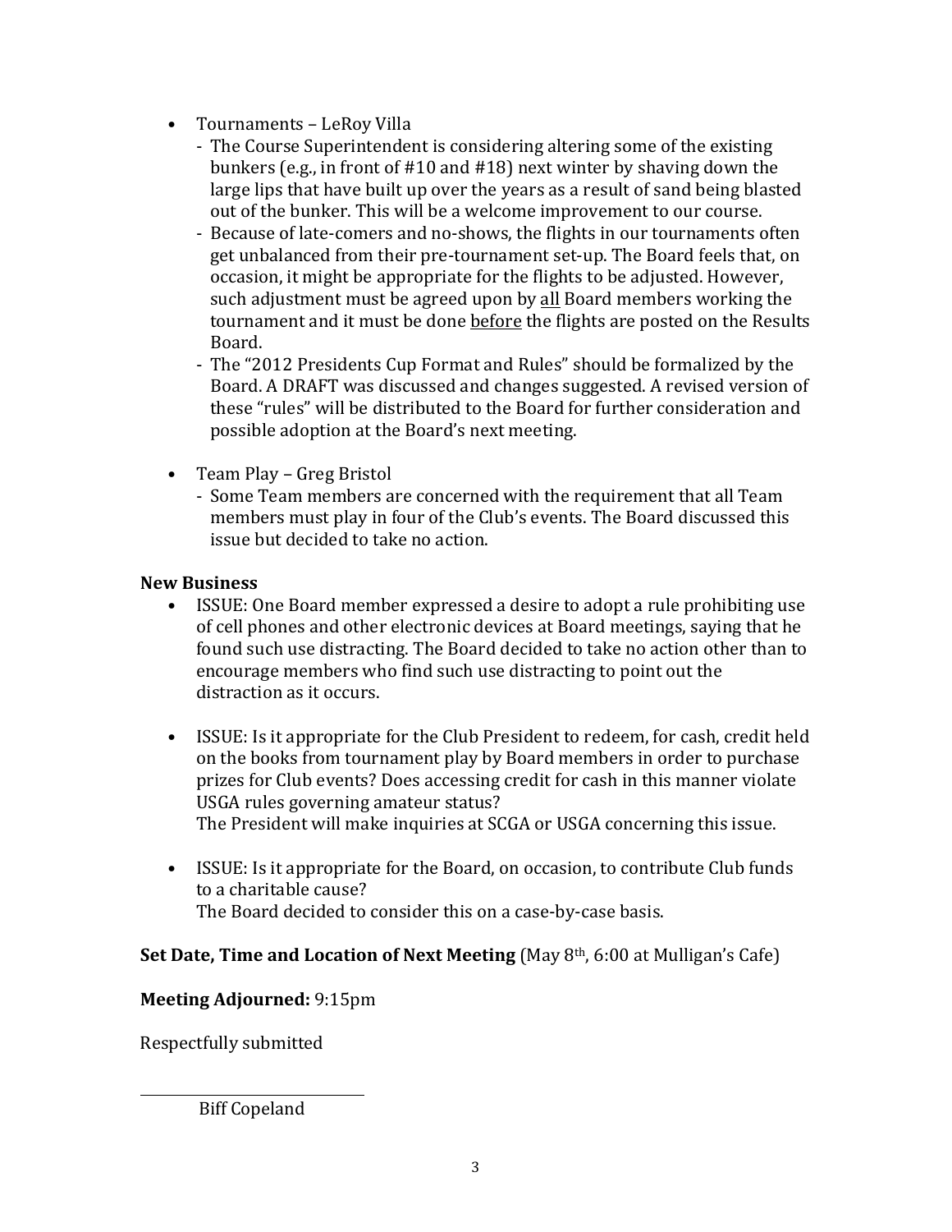- Tournaments – LeRoy Villa
  - The Course Superintendent is considering altering some of the existing bunkers (e.g., in front of #10 and #18) next winter by shaving down the large lips that have built up over the years as a result of sand being blasted out of the bunker. This will be a welcome improvement to our course.
  - Because of late-comers and no-shows, the flights in our tournaments often get unbalanced from their pre-tournament set-up. The Board feels that, on occasion, it might be appropriate for the flights to be adjusted. However, such adjustment must be agreed upon by <u>all</u> Board members working the tournament and it must be done <u>before</u> the flights are posted on the Results Board.
  - The "2012 Presidents Cup Format and Rules" should be formalized by the Board. A DRAFT was discussed and changes suggested. A revised version of these "rules" will be distributed to the Board for further consideration and possible adoption at the Board's next meeting.

- Team Play – Greg Bristol
  - Some Team members are concerned with the requirement that all Team members must play in four of the Club's events. The Board discussed this issue but decided to take no action.

**New Business**

- ISSUE: One Board member expressed a desire to adopt a rule prohibiting use of cell phones and other electronic devices at Board meetings, saying that he found such use distracting. The Board decided to take no action other than to encourage members who find such use distracting to point out the distraction as it occurs.

- ISSUE: Is it appropriate for the Club President to redeem, for cash, credit held on the books from tournament play by Board members in order to purchase prizes for Club events? Does accessing credit for cash in this manner violate USGA rules governing amateur status?
  The President will make inquiries at SCGA or USGA concerning this issue.

- ISSUE: Is it appropriate for the Board, on occasion, to contribute Club funds to a charitable cause?
  The Board decided to consider this on a case-by-case basis.

**Set Date, Time and Location of Next Meeting** (May 8th, 6:00 at Mulligan's Cafe)

**Meeting Adjourned:** 9:15pm

Respectfully submitted

\_\_\_\_\_\_\_\_\_\_\_\_\_\_\_\_\_\_\_\_\_\_\_\_\_\_\_

Biff Copeland